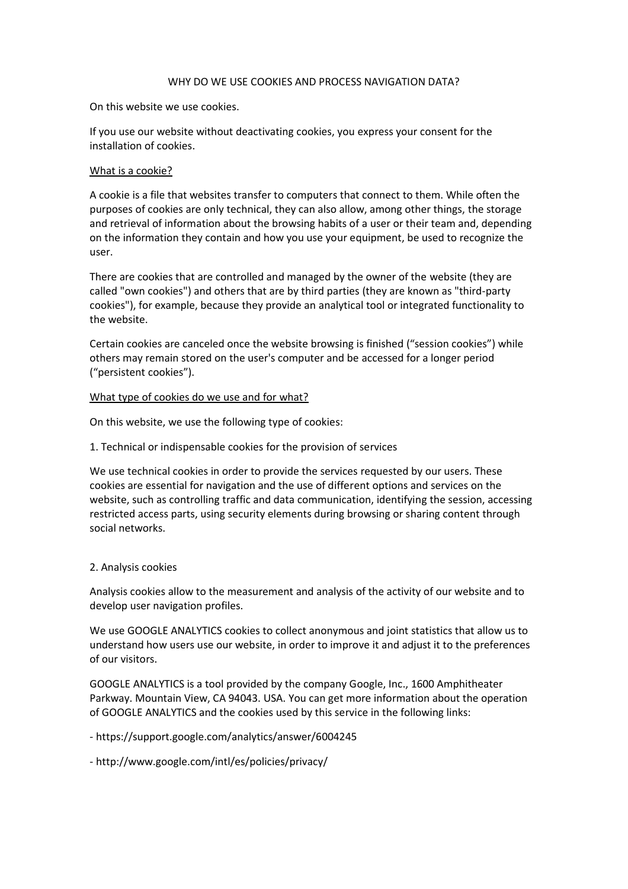# WHY DO WE USE COOKIES AND PROCESS NAVIGATION DATA?

On this website we use cookies.

If you use our website without deactivating cookies, you express your consent for the installation of cookies.

## What is a cookie?

A cookie is a file that websites transfer to computers that connect to them. While often the purposes of cookies are only technical, they can also allow, among other things, the storage and retrieval of information about the browsing habits of a user or their team and, depending on the information they contain and how you use your equipment, be used to recognize the user.

There are cookies that are controlled and managed by the owner of the website (they are called "own cookies") and others that are by third parties (they are known as "third-party cookies"), for example, because they provide an analytical tool or integrated functionality to the website.

Certain cookies are canceled once the website browsing is finished ("session cookies") while others may remain stored on the user's computer and be accessed for a longer period ("persistent cookies").

## What type of cookies do we use and for what?

On this website, we use the following type of cookies:

1. Technical or indispensable cookies for the provision of services

We use technical cookies in order to provide the services requested by our users. These cookies are essential for navigation and the use of different options and services on the website, such as controlling traffic and data communication, identifying the session, accessing restricted access parts, using security elements during browsing or sharing content through social networks.

2. Analysis cookies

Analysis cookies allow to the measurement and analysis of the activity of our website and to develop user navigation profiles.

We use GOOGLE ANALYTICS cookies to collect anonymous and joint statistics that allow us to understand how users use our website, in order to improve it and adjust it to the preferences of our visitors.

GOOGLE ANALYTICS is a tool provided by the company Google, Inc., 1600 Amphitheater Parkway. Mountain View, CA 94043. USA. You can get more information about the operation of GOOGLE ANALYTICS and the cookies used by this service in the following links:

- https://support.google.com/analytics/answer/6004245
- http://www.google.com/intl/es/policies/privacy/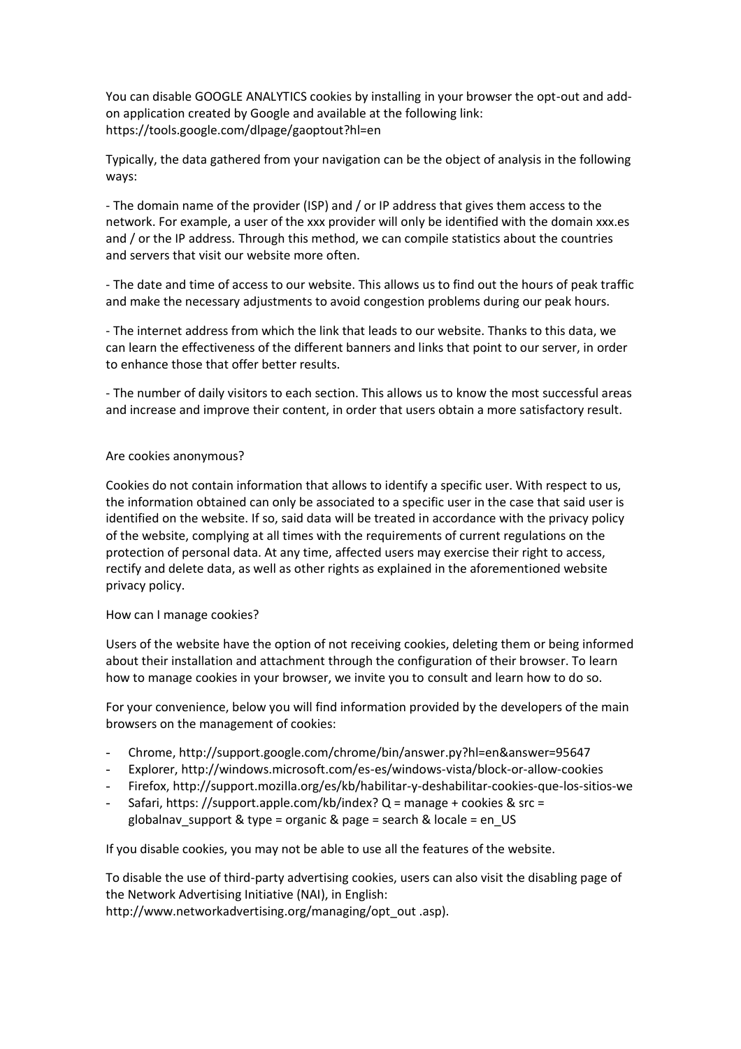You can disable GOOGLE ANALYTICS cookies by installing in your browser the opt-out and add-on application created by Google and available at the following link: https://tools.google.com/dlpage/gaoptout?hl=en

Typically, the data gathered from your navigation can be the object of analysis in the following ways:

- The domain name of the provider (ISP) and / or IP address that gives them access to the network. For example, a user of the xxx provider will only be identified with the domain xxx.es and / or the IP address. Through this method, we can compile statistics about the countries and servers that visit our website more often.

- The date and time of access to our website. This allows us to find out the hours of peak traffic and make the necessary adjustments to avoid congestion problems during our peak hours.

- The internet address from which the link that leads to our website. Thanks to this data, we can learn the effectiveness of the different banners and links that point to our server, in order to enhance those that offer better results.

- The number of daily visitors to each section. This allows us to know the most successful areas and increase and improve their content, in order that users obtain a more satisfactory result.

Are cookies anonymous?

Cookies do not contain information that allows to identify a specific user. With respect to us, the information obtained can only be associated to a specific user in the case that said user is identified on the website. If so, said data will be treated in accordance with the privacy policy of the website, complying at all times with the requirements of current regulations on the protection of personal data. At any time, affected users may exercise their right to access, rectify and delete data, as well as other rights as explained in the aforementioned website privacy policy.

How can I manage cookies?

Users of the website have the option of not receiving cookies, deleting them or being informed about their installation and attachment through the configuration of their browser. To learn how to manage cookies in your browser, we invite you to consult and learn how to do so.

For your convenience, below you will find information provided by the developers of the main browsers on the management of cookies:

- Chrome, http://support.google.com/chrome/bin/answer.py?hl=en&answer=95647
- Explorer, http://windows.microsoft.com/es-es/windows-vista/block-or-allow-cookies
- Firefox, http://support.mozilla.org/es/kb/habilitar-y-deshabilitar-cookies-que-los-sitios-we
- Safari, https: //support.apple.com/kb/index? Q = manage + cookies & src = globalnav_support & type = organic & page = search & locale = en_US

If you disable cookies, you may not be able to use all the features of the website.

To disable the use of third-party advertising cookies, users can also visit the disabling page of the Network Advertising Initiative (NAI), in English: http://www.networkadvertising.org/managing/opt_out .asp).